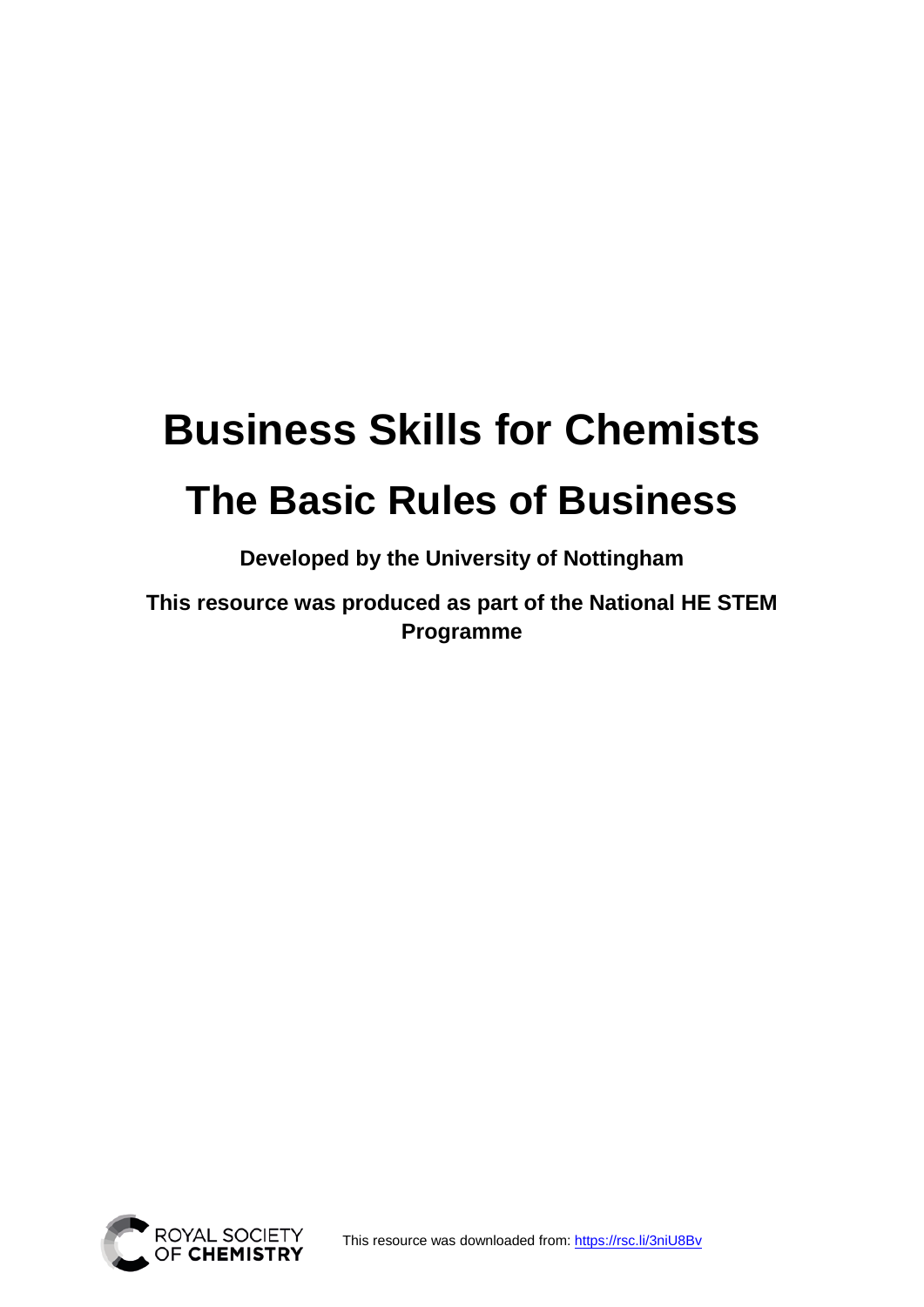# Business Skills for Chemists

# The Basic Rules of Business

**Developed by the University of Nottingham**

**This resource was produced as part of the National HE STEM Programme**

This resource was downloaded from: https://rsc.li/3niU8Bv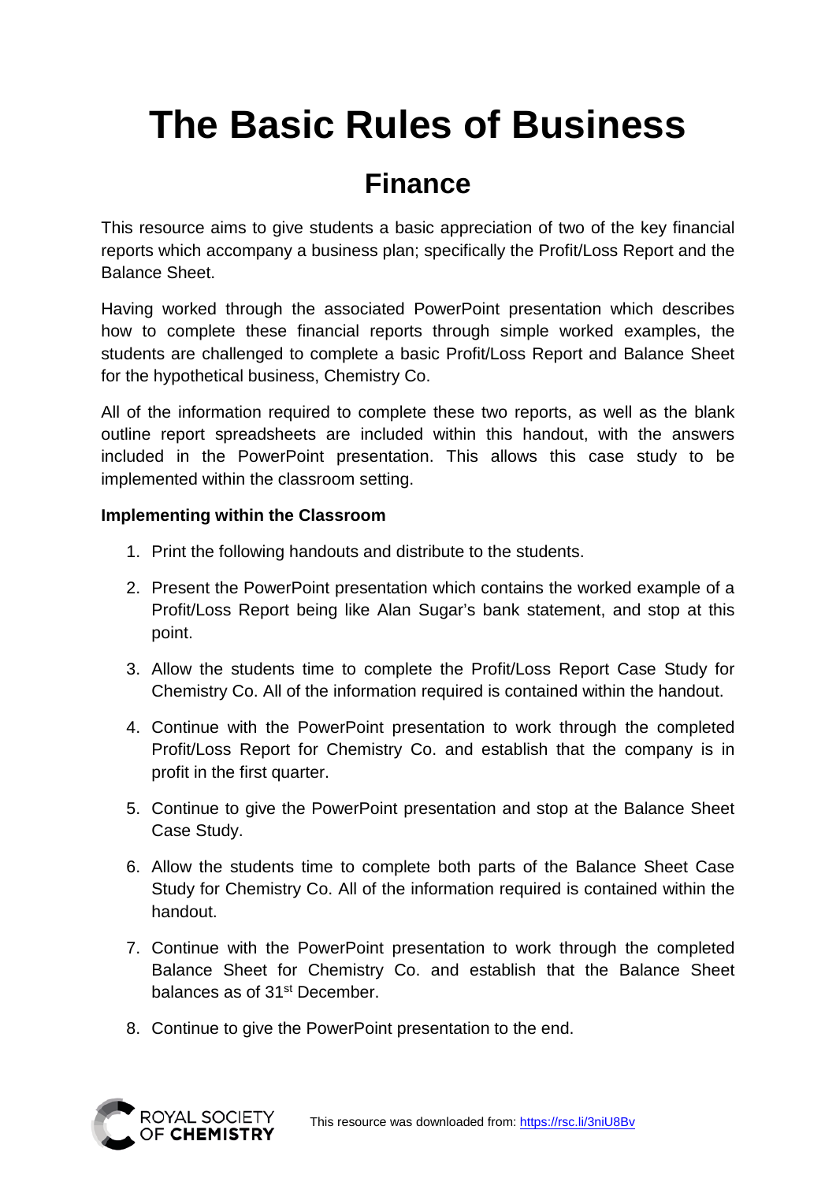# The Basic Rules of Business

## Finance

This resource aims to give students a basic appreciation of two of the key financial reports which accompany a business plan; specifically the Profit/Loss Report and the Balance Sheet.

Having worked through the associated PowerPoint presentation which describes how to complete these financial reports through simple worked examples, the students are challenged to complete a basic Profit/Loss Report and Balance Sheet for the hypothetical business, Chemistry Co.

All of the information required to complete these two reports, as well as the blank outline report spreadsheets are included within this handout, with the answers included in the PowerPoint presentation. This allows this case study to be implemented within the classroom setting.

**Implementing within the Classroom**

1. Print the following handouts and distribute to the students.
2. Present the PowerPoint presentation which contains the worked example of a Profit/Loss Report being like Alan Sugar's bank statement, and stop at this point.
3. Allow the students time to complete the Profit/Loss Report Case Study for Chemistry Co. All of the information required is contained within the handout.
4. Continue with the PowerPoint presentation to work through the completed Profit/Loss Report for Chemistry Co. and establish that the company is in profit in the first quarter.
5. Continue to give the PowerPoint presentation and stop at the Balance Sheet Case Study.
6. Allow the students time to complete both parts of the Balance Sheet Case Study for Chemistry Co. All of the information required is contained within the handout.
7. Continue with the PowerPoint presentation to work through the completed Balance Sheet for Chemistry Co. and establish that the Balance Sheet balances as of 31st December.
8. Continue to give the PowerPoint presentation to the end.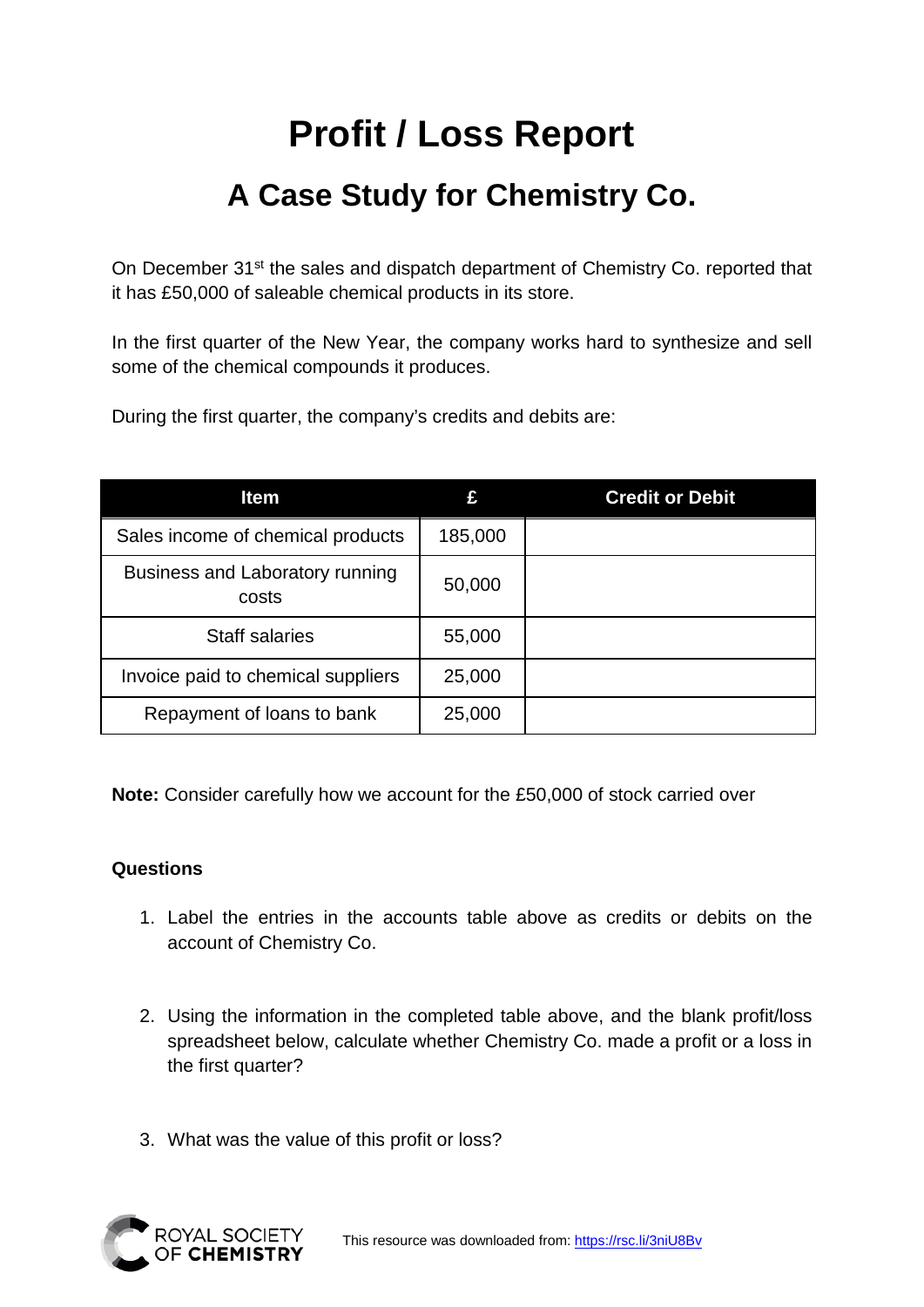# Profit / Loss Report

## A Case Study for Chemistry Co.

On December 31st the sales and dispatch department of Chemistry Co. reported that it has £50,000 of saleable chemical products in its store.

In the first quarter of the New Year, the company works hard to synthesize and sell some of the chemical compounds it produces.

During the first quarter, the company's credits and debits are:

| Item | £ | Credit or Debit |
|---|---|---|
| Sales income of chemical products | 185,000 | |
| Business and Laboratory running costs | 50,000 | |
| Staff salaries | 55,000 | |
| Invoice paid to chemical suppliers | 25,000 | |
| Repayment of loans to bank | 25,000 | |

**Note:** Consider carefully how we account for the £50,000 of stock carried over

**Questions**

1. Label the entries in the accounts table above as credits or debits on the account of Chemistry Co.

2. Using the information in the completed table above, and the blank profit/loss spreadsheet below, calculate whether Chemistry Co. made a profit or a loss in the first quarter?

3. What was the value of this profit or loss?

This resource was downloaded from: https://rsc.li/3niU8Bv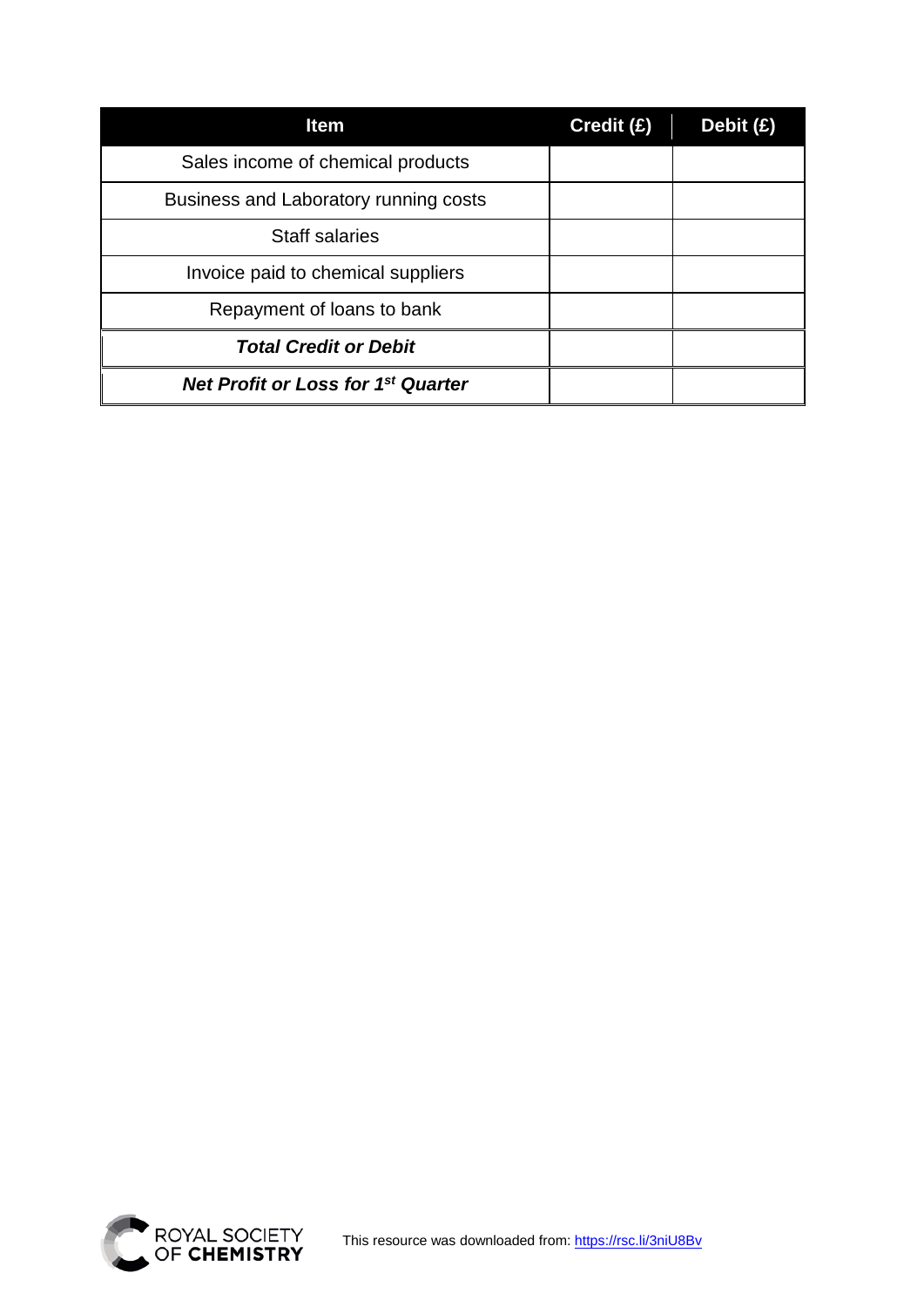| Item | Credit (£) | Debit (£) |
| --- | --- | --- |
| Sales income of chemical products | | |
| Business and Laboratory running costs | | |
| Staff salaries | | |
| Invoice paid to chemical suppliers | | |
| Repayment of loans to bank | | |
| ***Total Credit or Debit*** | | |
| ***Net Profit or Loss for 1st Quarter*** | | |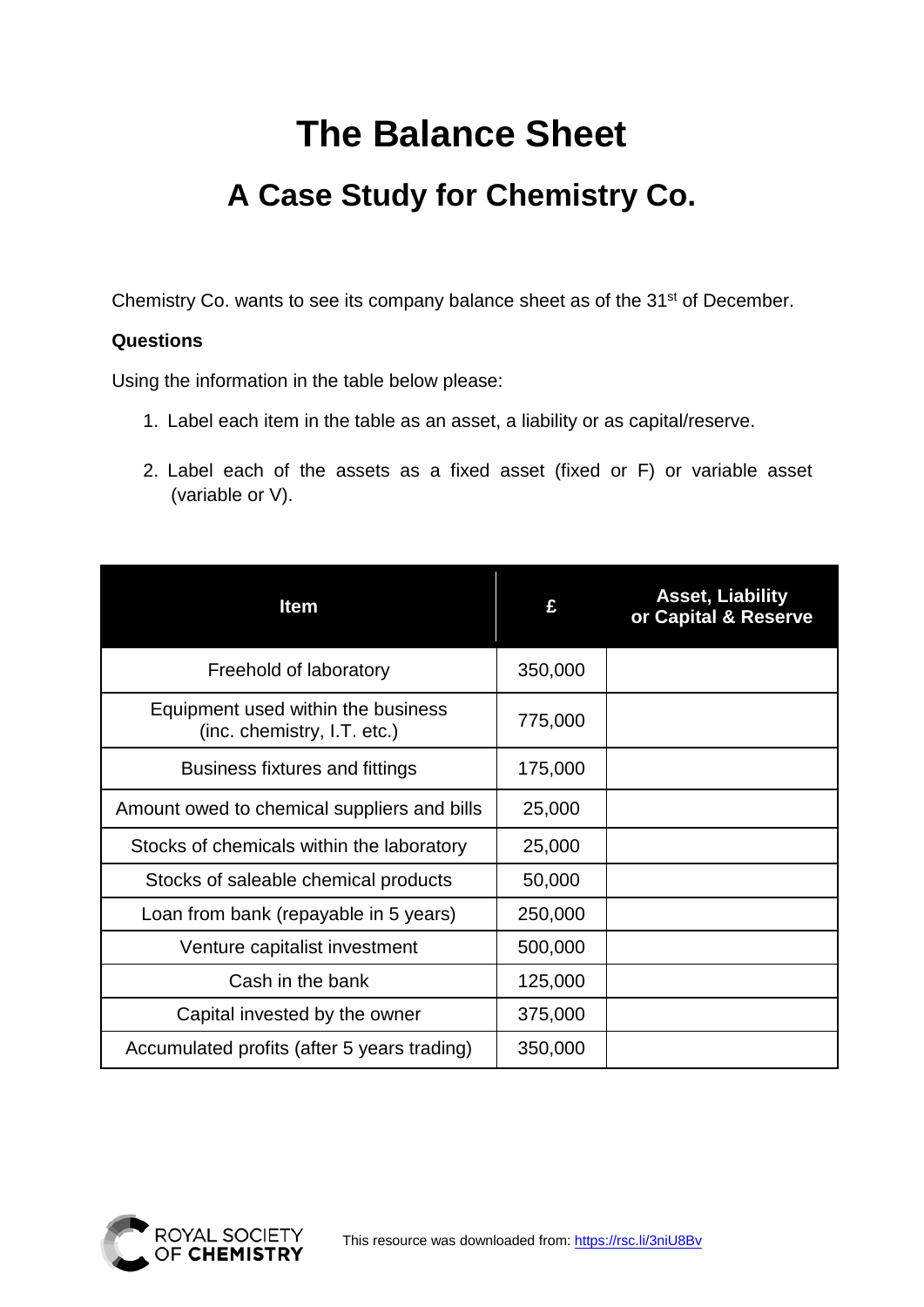# The Balance Sheet

## A Case Study for Chemistry Co.

Chemistry Co. wants to see its company balance sheet as of the 31st of December.

**Questions**

Using the information in the table below please:

1. Label each item in the table as an asset, a liability or as capital/reserve.

2. Label each of the assets as a fixed asset (fixed or F) or variable asset (variable or V).

| Item | £ | Asset, Liability or Capital & Reserve |
|---|---|---|
| Freehold of laboratory | 350,000 | |
| Equipment used within the business (inc. chemistry, I.T. etc.) | 775,000 | |
| Business fixtures and fittings | 175,000 | |
| Amount owed to chemical suppliers and bills | 25,000 | |
| Stocks of chemicals within the laboratory | 25,000 | |
| Stocks of saleable chemical products | 50,000 | |
| Loan from bank (repayable in 5 years) | 250,000 | |
| Venture capitalist investment | 500,000 | |
| Cash in the bank | 125,000 | |
| Capital invested by the owner | 375,000 | |
| Accumulated profits (after 5 years trading) | 350,000 | |

This resource was downloaded from: https://rsc.li/3niU8Bv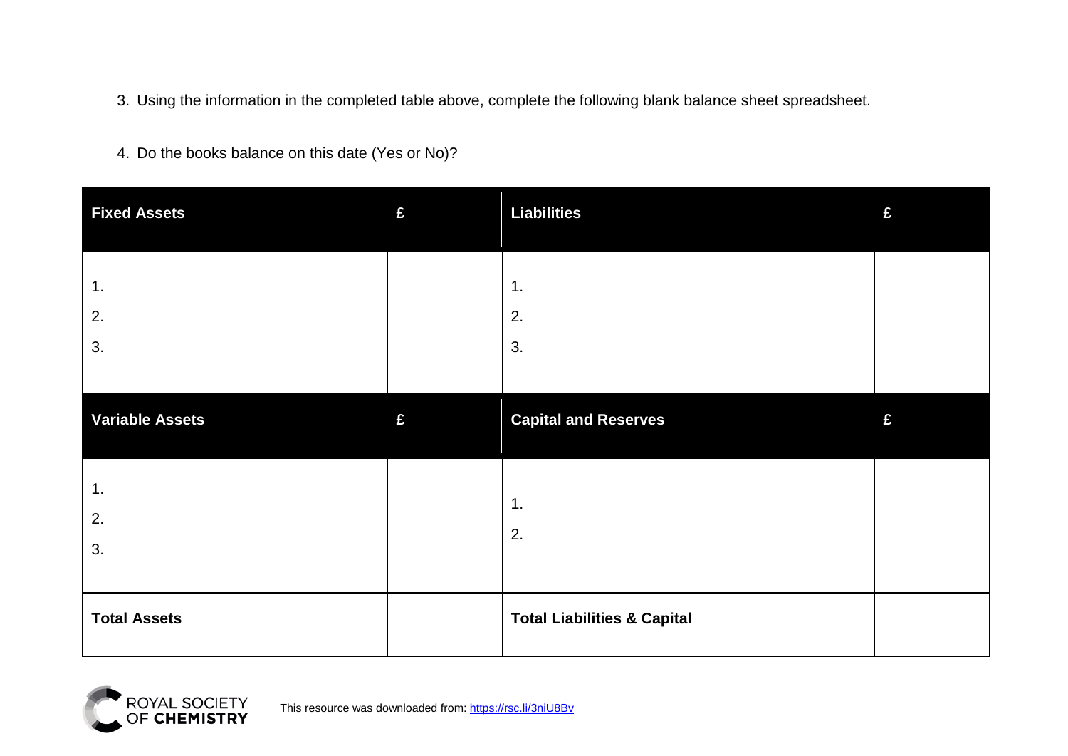3. Using the information in the completed table above, complete the following blank balance sheet spreadsheet.

4. Do the books balance on this date (Yes or No)?

| **Fixed Assets** | **£** | **Liabilities** | **£** |
|---|---|---|---|
| 1.<br>2.<br>3. | | 1.<br>2.<br>3. | |
| **Variable Assets** | **£** | **Capital and Reserves** | **£** |
| 1.<br>2.<br>3. | | 1.<br>2. | |
| **Total Assets** | | **Total Liabilities & Capital** | |

This resource was downloaded from: https://rsc.li/3niU8Bv